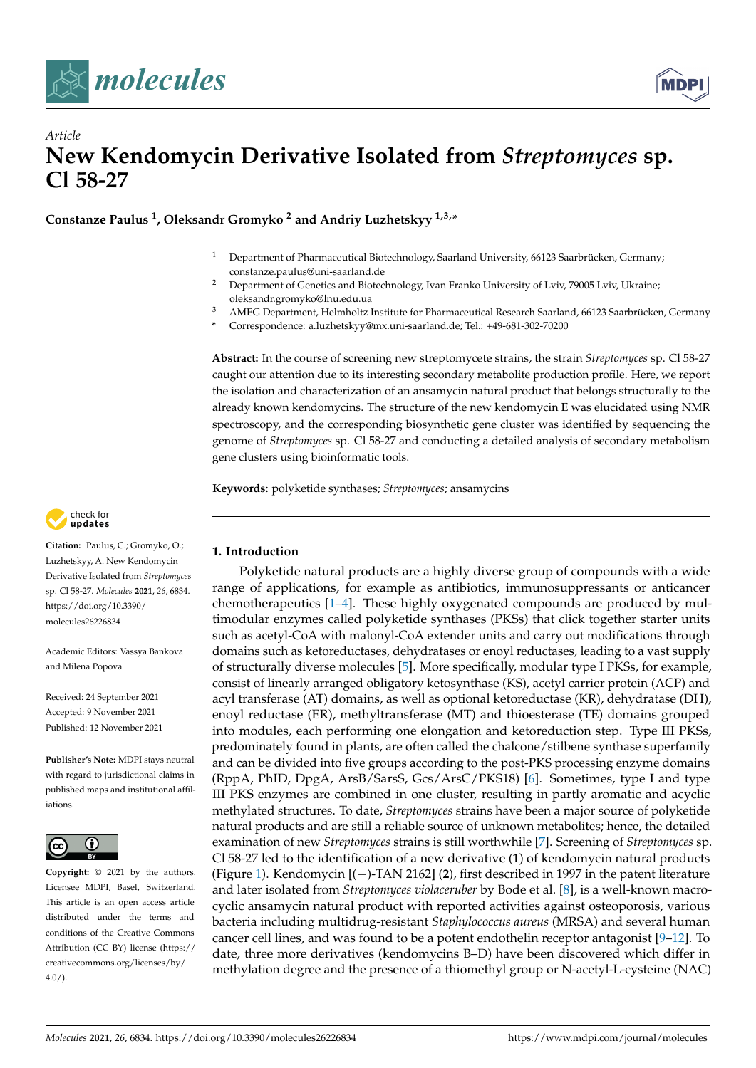*Article*

# New Kendomycin Derivative Isolated from *Streptomyces* sp. Cl 58-27

**Constanze Paulus [1], Oleksandr Gromyko [2] and Andriy Luzhetskyy [1,3,*]**

[1] Department of Pharmaceutical Biotechnology, Saarland University, 66123 Saarbrücken, Germany; constanze.paulus@uni-saarland.de

[2] Department of Genetics and Biotechnology, Ivan Franko University of Lviv, 79005 Lviv, Ukraine; oleksandr.gromyko@lnu.edu.ua

[3] AMEG Department, Helmholtz Institute for Pharmaceutical Research Saarland, 66123 Saarbrücken, Germany

[*] Correspondence: a.luzhetskyy@mx.uni-saarland.de; Tel.: +49-681-302-70200

**Abstract:** In the course of screening new streptomycete strains, the strain *Streptomyces* sp. Cl 58-27 caught our attention due to its interesting secondary metabolite production profile. Here, we report the isolation and characterization of an ansamycin natural product that belongs structurally to the already known kendomycins. The structure of the new kendomycin E was elucidated using NMR spectroscopy, and the corresponding biosynthetic gene cluster was identified by sequencing the genome of *Streptomyces* sp. Cl 58-27 and conducting a detailed analysis of secondary metabolism gene clusters using bioinformatic tools.

**Keywords:** polyketide synthases; *Streptomyces*; ansamycins

**Citation:** Paulus, C.; Gromyko, O.; Luzhetskyy, A. New Kendomycin Derivative Isolated from *Streptomyces* sp. Cl 58-27. *Molecules* **2021**, *26*, 6834. https://doi.org/10.3390/molecules26226834

Academic Editors: Vassya Bankova and Milena Popova

Received: 24 September 2021
Accepted: 9 November 2021
Published: 12 November 2021

**Publisher's Note:** MDPI stays neutral with regard to jurisdictional claims in published maps and institutional affiliations.

**Copyright:** © 2021 by the authors. Licensee MDPI, Basel, Switzerland. This article is an open access article distributed under the terms and conditions of the Creative Commons Attribution (CC BY) license (https://creativecommons.org/licenses/by/4.0/).

## 1. Introduction

Polyketide natural products are a highly diverse group of compounds with a wide range of applications, for example as antibiotics, immunosuppressants or anticancer chemotherapeutics [1–4]. These highly oxygenated compounds are produced by multimodular enzymes called polyketide synthases (PKSs) that click together starter units such as acetyl-CoA with malonyl-CoA extender units and carry out modifications through domains such as ketoreductases, dehydratases or enoyl reductases, leading to a vast supply of structurally diverse molecules [5]. More specifically, modular type I PKSs, for example, consist of linearly arranged obligatory ketosynthase (KS), acetyl carrier protein (ACP) and acyl transferase (AT) domains, as well as optional ketoreductase (KR), dehydratase (DH), enoyl reductase (ER), methyltransferase (MT) and thioesterase (TE) domains grouped into modules, each performing one elongation and ketoreduction step. Type III PKSs, predominately found in plants, are often called the chalcone/stilbene synthase superfamily and can be divided into five groups according to the post-PKS processing enzyme domains (RppA, PhID, DpgA, ArsB/SarsS, Gcs/ArsC/PKS18) [6]. Sometimes, type I and type III PKS enzymes are combined in one cluster, resulting in partly aromatic and acyclic methylated structures. To date, *Streptomyces* strains have been a major source of polyketide natural products and are still a reliable source of unknown metabolites; hence, the detailed examination of new *Streptomyces* strains is still worthwhile [7]. Screening of *Streptomyces* sp. Cl 58-27 led to the identification of a new derivative (**1**) of kendomycin natural products (Figure 1). Kendomycin [(−)-TAN 2162] (**2**), first described in 1997 in the patent literature and later isolated from *Streptomyces violaceruber* by Bode et al. [8], is a well-known macrocyclic ansamycin natural product with reported activities against osteoporosis, various bacteria including multidrug-resistant *Staphylococcus aureus* (MRSA) and several human cancer cell lines, and was found to be a potent endothelin receptor antagonist [9–12]. To date, three more derivatives (kendomycins B–D) have been discovered which differ in methylation degree and the presence of a thiomethyl group or N-acetyl-L-cysteine (NAC)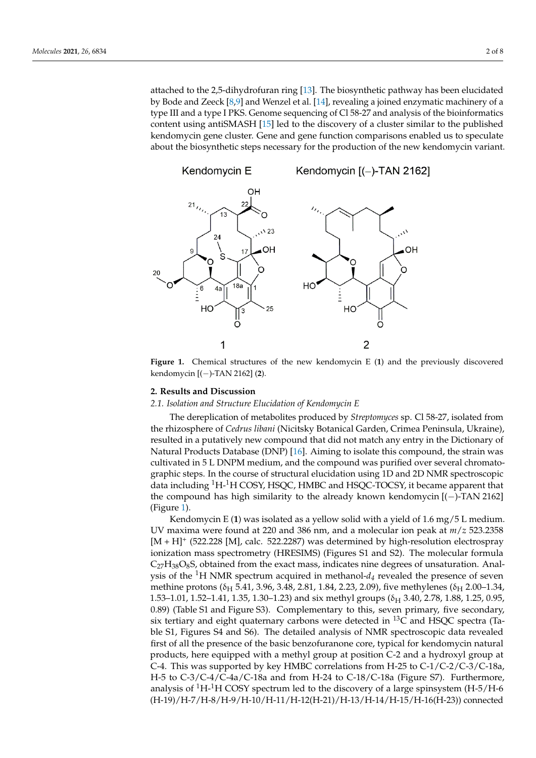attached to the 2,5-dihydrofuran ring [13]. The biosynthetic pathway has been elucidated by Bode and Zeeck [8,9] and Wenzel et al. [14], revealing a joined enzymatic machinery of a type III and a type I PKS. Genome sequencing of Cl 58-27 and analysis of the bioinformatics content using antiSMASH [15] led to the discovery of a cluster similar to the published kendomycin gene cluster. Gene and gene function comparisons enabled us to speculate about the biosynthetic steps necessary for the production of the new kendomycin variant.

**Figure 1.** Chemical structures of the new kendomycin E (**1**) and the previously discovered kendomycin [(−)-TAN 2162] (**2**).

## 2. Results and Discussion

### *2.1. Isolation and Structure Elucidation of Kendomycin E*

The dereplication of metabolites produced by *Streptomyces* sp. Cl 58-27, isolated from the rhizosphere of *Cedrus libani* (Nicitsky Botanical Garden, Crimea Peninsula, Ukraine), resulted in a putatively new compound that did not match any entry in the Dictionary of Natural Products Database (DNP) [16]. Aiming to isolate this compound, the strain was cultivated in 5 L DNPM medium, and the compound was purified over several chromatographic steps. In the course of structural elucidation using 1D and 2D NMR spectroscopic data including $^1$H-$^1$H COSY, HSQC, HMBC and HSQC-TOCSY, it became apparent that the compound has high similarity to the already known kendomycin [(−)-TAN 2162] (Figure 1).

Kendomycin E (**1**) was isolated as a yellow solid with a yield of 1.6 mg/5 L medium. UV maxima were found at 220 and 386 nm, and a molecular ion peak at *m*/*z* 523.2358 $[M + H]^+$ (522.2287) was determined by high-resolution electrospray ionization mass spectrometry (HRESIMS) (Figures S1 and S2). The molecular formula $C_{27}H_{38}O_8S$, obtained from the exact mass, indicates nine degrees of unsaturation. Analysis of the $^1$H NMR spectrum acquired in methanol-$d_4$ revealed the presence of seven methine protons ($\delta_H$ 5.41, 3.96, 3.48, 2.81, 1.84, 2.23, 2.09), five methylenes ($\delta_H$ 2.00–1.34, 1.53–1.01, 1.52–1.41, 1.35, 1.30–1.23) and six methyl groups ($\delta_H$ 3.40, 2.78, 1.88, 1.25, 0.95, 0.89) (Table S1 and Figure S3). Complementary to this, seven primary, five secondary, six tertiary and eight quaternary carbons were detected in $^{13}$C and HSQC spectra (Table S1, Figures S4 and S6). The detailed analysis of NMR spectroscopic data revealed first of all the presence of the basic benzofuranone core, typical for kendomycin natural products, here equipped with a methyl group at position C-2 and a hydroxyl group at C-4. This was supported by key HMBC correlations from H-25 to C-1/C-2/C-3/C-18a, H-5 to C-3/C-4/C-4a/C-18a and from H-24 to C-18/C-18a (Figure S7). Furthermore, analysis of $^1$H-$^1$H COSY spectrum led to the discovery of a large spinsystem (H-5/H-6 (H-19)/H-7/H-8/H-9/H-10/H-11/H-12(H-21)/H-13/H-14/H-15/H-16(H-23)) connected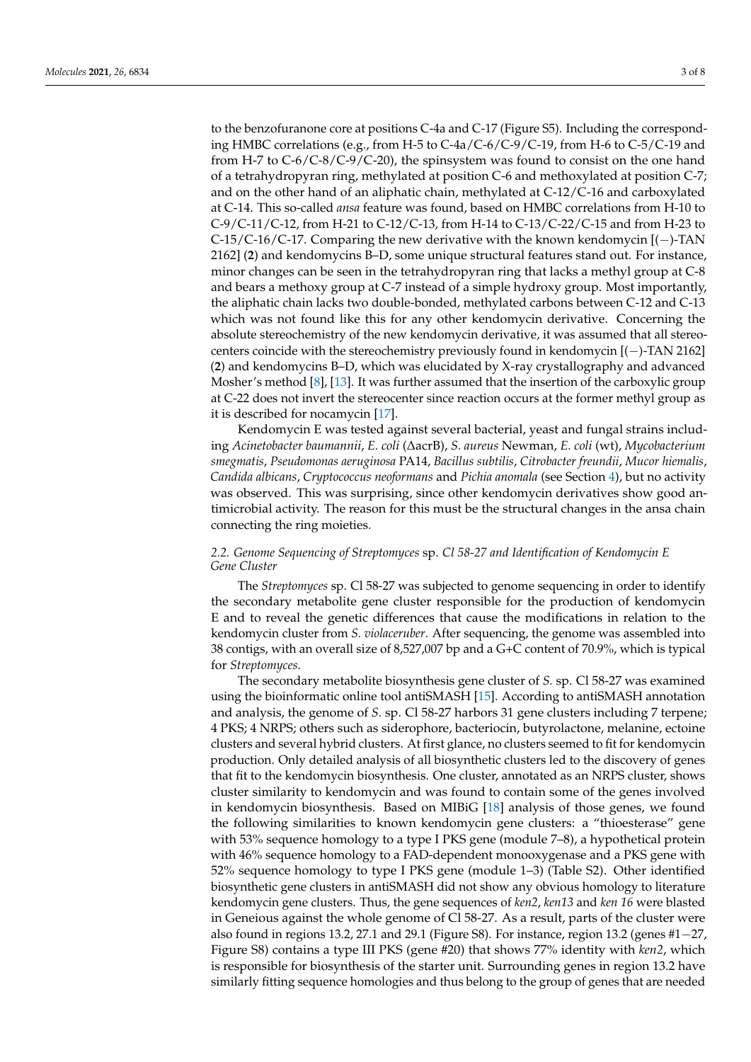to the benzofuranone core at positions C-4a and C-17 (Figure S5). Including the corresponding HMBC correlations (e.g., from H-5 to C-4a/C-6/C-9/C-19, from H-6 to C-5/C-19 and from H-7 to C-6/C-8/C-9/C-20), the spinsystem was found to consist on the one hand of a tetrahydropyran ring, methylated at position C-6 and methoxylated at position C-7; and on the other hand of an aliphatic chain, methylated at C-12/C-16 and carboxylated at C-14. This so-called *ansa* feature was found, based on HMBC correlations from H-10 to C-9/C-11/C-12, from H-21 to C-12/C-13, from H-14 to C-13/C-22/C-15 and from H-23 to C-15/C-16/C-17. Comparing the new derivative with the known kendomycin [(−)-TAN 2162] (**2**) and kendomycins B–D, some unique structural features stand out. For instance, minor changes can be seen in the tetrahydropyran ring that lacks a methyl group at C-8 and bears a methoxy group at C-7 instead of a simple hydroxy group. Most importantly, the aliphatic chain lacks two double-bonded, methylated carbons between C-12 and C-13 which was not found like this for any other kendomycin derivative. Concerning the absolute stereochemistry of the new kendomycin derivative, it was assumed that all stereocenters coincide with the stereochemistry previously found in kendomycin [(−)-TAN 2162] (**2**) and kendomycins B–D, which was elucidated by X-ray crystallography and advanced Mosher's method [8], [13]. It was further assumed that the insertion of the carboxylic group at C-22 does not invert the stereocenter since reaction occurs at the former methyl group as it is described for nocamycin [17].

Kendomycin E was tested against several bacterial, yeast and fungal strains including *Acinetobacter baumannii*, *E. coli* (ΔacrB), *S. aureus* Newman, *E. coli* (wt), *Mycobacterium smegmatis*, *Pseudomonas aeruginosa* PA14, *Bacillus subtilis*, *Citrobacter freundii*, *Mucor hiemalis*, *Candida albicans*, *Cryptococcus neoformans* and *Pichia anomala* (see Section 4), but no activity was observed. This was surprising, since other kendomycin derivatives show good antimicrobial activity. The reason for this must be the structural changes in the ansa chain connecting the ring moieties.

### 2.2. Genome Sequencing of *Streptomyces* sp. Cl 58-27 and Identification of Kendomycin E Gene Cluster

The *Streptomyces* sp. Cl 58-27 was subjected to genome sequencing in order to identify the secondary metabolite gene cluster responsible for the production of kendomycin E and to reveal the genetic differences that cause the modifications in relation to the kendomycin cluster from *S. violaceruber*. After sequencing, the genome was assembled into 38 contigs, with an overall size of 8,527,007 bp and a G+C content of 70.9%, which is typical for *Streptomyces*.

The secondary metabolite biosynthesis gene cluster of *S.* sp. Cl 58-27 was examined using the bioinformatic online tool antiSMASH [15]. According to antiSMASH annotation and analysis, the genome of *S.* sp. Cl 58-27 harbors 31 gene clusters including 7 terpene; 4 PKS; 4 NRPS; others such as siderophore, bacteriocin, butyrolactone, melanine, ectoine clusters and several hybrid clusters. At first glance, no clusters seemed to fit for kendomycin production. Only detailed analysis of all biosynthetic clusters led to the discovery of genes that fit to the kendomycin biosynthesis. One cluster, annotated as an NRPS cluster, shows cluster similarity to kendomycin and was found to contain some of the genes involved in kendomycin biosynthesis. Based on MIBiG [18] analysis of those genes, we found the following similarities to known kendomycin gene clusters: a "thioesterase" gene with 53% sequence homology to a type I PKS gene (module 7–8), a hypothetical protein with 46% sequence homology to a FAD-dependent monooxygenase and a PKS gene with 52% sequence homology to type I PKS gene (module 1–3) (Table S2). Other identified biosynthetic gene clusters in antiSMASH did not show any obvious homology to literature kendomycin gene clusters. Thus, the gene sequences of *ken2*, *ken13* and *ken 16* were blasted in Geneious against the whole genome of Cl 58-27. As a result, parts of the cluster were also found in regions 13.2, 27.1 and 29.1 (Figure S8). For instance, region 13.2 (genes #1−27, Figure S8) contains a type III PKS (gene #20) that shows 77% identity with *ken2*, which is responsible for biosynthesis of the starter unit. Surrounding genes in region 13.2 have similarly fitting sequence homologies and thus belong to the group of genes that are needed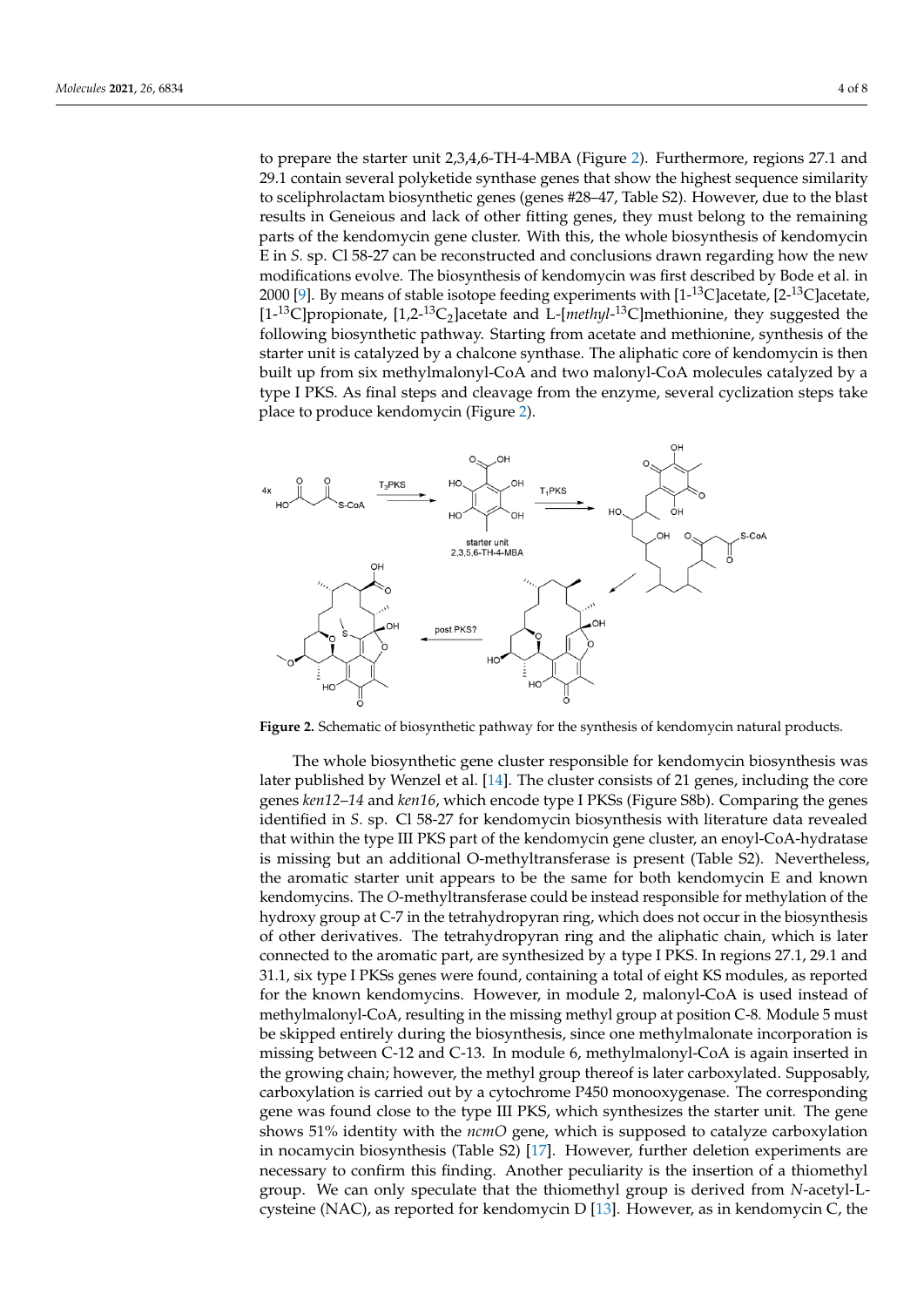to prepare the starter unit 2,3,4,6-TH-4-MBA (Figure 2). Furthermore, regions 27.1 and 29.1 contain several polyketide synthase genes that show the highest sequence similarity to sceliphrolactam biosynthetic genes (genes #28–47, Table S2). However, due to the blast results in Geneious and lack of other fitting genes, they must belong to the remaining parts of the kendomycin gene cluster. With this, the whole biosynthesis of kendomycin E in *S.* sp. Cl 58-27 can be reconstructed and conclusions drawn regarding how the new modifications evolve. The biosynthesis of kendomycin was first described by Bode et al. in 2000 [9]. By means of stable isotope feeding experiments with [1-$^{13}$C]acetate, [2-$^{13}$C]acetate, [1-$^{13}$C]propionate, [1,2-$^{13}C_2$]acetate and L-[*methyl*-$^{13}$C]methionine, they suggested the following biosynthetic pathway. Starting from acetate and methionine, synthesis of the starter unit is catalyzed by a chalcone synthase. The aliphatic core of kendomycin is then built up from six methylmalonyl-CoA and two malonyl-CoA molecules catalyzed by a type I PKS. As final steps and cleavage from the enzyme, several cyclization steps take place to produce kendomycin (Figure 2).

**Figure 2.** Schematic of biosynthetic pathway for the synthesis of kendomycin natural products.

The whole biosynthetic gene cluster responsible for kendomycin biosynthesis was later published by Wenzel et al. [14]. The cluster consists of 21 genes, including the core genes *ken12–14* and *ken16*, which encode type I PKSs (Figure S8b). Comparing the genes identified in *S.* sp. Cl 58-27 for kendomycin biosynthesis with literature data revealed that within the type III PKS part of the kendomycin gene cluster, an enoyl-CoA-hydratase is missing but an additional O-methyltransferase is present (Table S2). Nevertheless, the aromatic starter unit appears to be the same for both kendomycin E and known kendomycins. The *O*-methyltransferase could be instead responsible for methylation of the hydroxy group at C-7 in the tetrahydropyran ring, which does not occur in the biosynthesis of other derivatives. The tetrahydropyran ring and the aliphatic chain, which is later connected to the aromatic part, are synthesized by a type I PKS. In regions 27.1, 29.1 and 31.1, six type I PKSs genes were found, containing a total of eight KS modules, as reported for the known kendomycins. However, in module 2, malonyl-CoA is used instead of methylmalonyl-CoA, resulting in the missing methyl group at position C-8. Module 5 must be skipped entirely during the biosynthesis, since one methylmalonate incorporation is missing between C-12 and C-13. In module 6, methylmalonyl-CoA is again inserted in the growing chain; however, the methyl group thereof is later carboxylated. Supposably, carboxylation is carried out by a cytochrome P450 monooxygenase. The corresponding gene was found close to the type III PKS, which synthesizes the starter unit. The gene shows 51% identity with the *ncmO* gene, which is supposed to catalyze carboxylation in nocamycin biosynthesis (Table S2) [17]. However, further deletion experiments are necessary to confirm this finding. Another peculiarity is the insertion of a thiomethyl group. We can only speculate that the thiomethyl group is derived from *N*-acetyl-L-cysteine (NAC), as reported for kendomycin D [13]. However, as in kendomycin C, the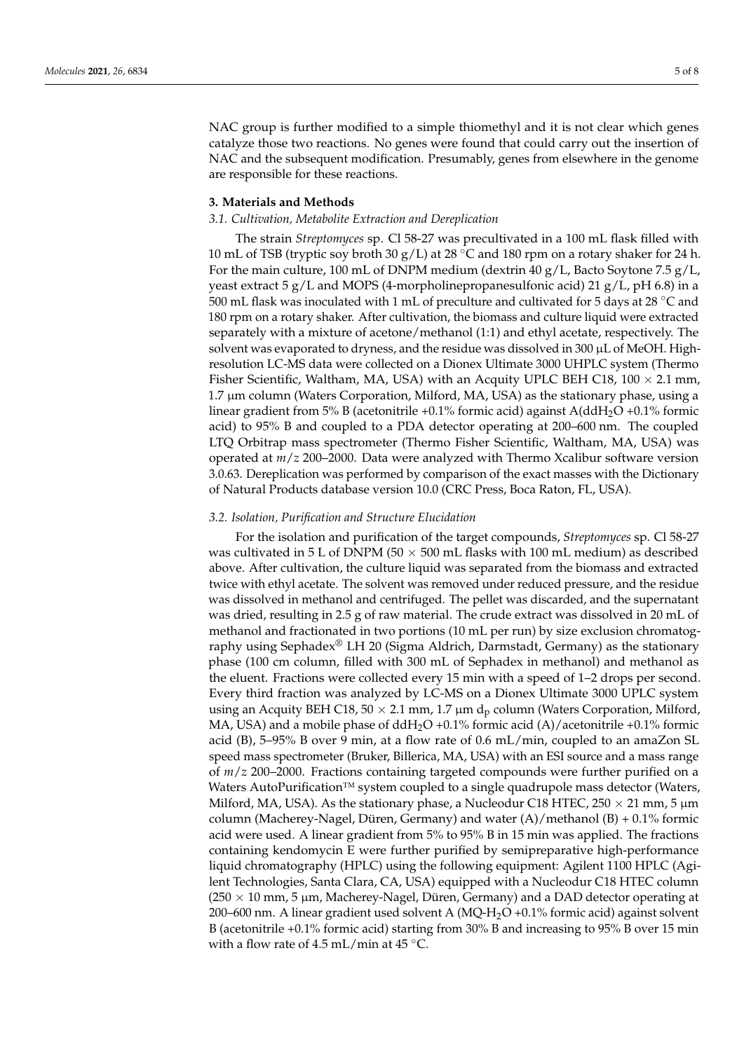NAC group is further modified to a simple thiomethyl and it is not clear which genes catalyze those two reactions. No genes were found that could carry out the insertion of NAC and the subsequent modification. Presumably, genes from elsewhere in the genome are responsible for these reactions.

## 3. Materials and Methods

### 3.1. Cultivation, Metabolite Extraction and Dereplication

The strain *Streptomyces* sp. Cl 58-27 was precultivated in a 100 mL flask filled with 10 mL of TSB (tryptic soy broth 30 g/L) at 28 °C and 180 rpm on a rotary shaker for 24 h. For the main culture, 100 mL of DNPM medium (dextrin 40 g/L, Bacto Soytone 7.5 g/L, yeast extract 5 g/L and MOPS (4-morpholinepropanesulfonic acid) 21 g/L, pH 6.8) in a 500 mL flask was inoculated with 1 mL of preculture and cultivated for 5 days at 28 °C and 180 rpm on a rotary shaker. After cultivation, the biomass and culture liquid were extracted separately with a mixture of acetone/methanol (1:1) and ethyl acetate, respectively. The solvent was evaporated to dryness, and the residue was dissolved in 300 µL of MeOH. High-resolution LC-MS data were collected on a Dionex Ultimate 3000 UHPLC system (Thermo Fisher Scientific, Waltham, MA, USA) with an Acquity UPLC BEH C18, 100 × 2.1 mm, 1.7 µm column (Waters Corporation, Milford, MA, USA) as the stationary phase, using a linear gradient from 5% B (acetonitrile +0.1% formic acid) against A(dd$H_2O$ +0.1% formic acid) to 95% B and coupled to a PDA detector operating at 200–600 nm. The coupled LTQ Orbitrap mass spectrometer (Thermo Fisher Scientific, Waltham, MA, USA) was operated at *m*/*z* 200–2000. Data were analyzed with Thermo Xcalibur software version 3.0.63. Dereplication was performed by comparison of the exact masses with the Dictionary of Natural Products database version 10.0 (CRC Press, Boca Raton, FL, USA).

### 3.2. Isolation, Purification and Structure Elucidation

For the isolation and purification of the target compounds, *Streptomyces* sp. Cl 58-27 was cultivated in 5 L of DNPM (50 × 500 mL flasks with 100 mL medium) as described above. After cultivation, the culture liquid was separated from the biomass and extracted twice with ethyl acetate. The solvent was removed under reduced pressure, and the residue was dissolved in methanol and centrifuged. The pellet was discarded, and the supernatant was dried, resulting in 2.5 g of raw material. The crude extract was dissolved in 20 mL of methanol and fractionated in two portions (10 mL per run) by size exclusion chromatography using Sephadex® LH 20 (Sigma Aldrich, Darmstadt, Germany) as the stationary phase (100 cm column, filled with 300 mL of Sephadex in methanol) and methanol as the eluent. Fractions were collected every 15 min with a speed of 1–2 drops per second. Every third fraction was analyzed by LC-MS on a Dionex Ultimate 3000 UPLC system using an Acquity BEH C18, 50 × 2.1 mm, 1.7 µm $d_p$ column (Waters Corporation, Milford, MA, USA) and a mobile phase of dd$H_2O$ +0.1% formic acid (A)/acetonitrile +0.1% formic acid (B), 5–95% B over 9 min, at a flow rate of 0.6 mL/min, coupled to an amaZon SL speed mass spectrometer (Bruker, Billerica, MA, USA) with an ESI source and a mass range of *m*/*z* 200–2000. Fractions containing targeted compounds were further purified on a Waters AutoPurification™ system coupled to a single quadrupole mass detector (Waters, Milford, MA, USA). As the stationary phase, a Nucleodur C18 HTEC, 250 × 21 mm, 5 µm column (Macherey-Nagel, Düren, Germany) and water (A)/methanol (B) + 0.1% formic acid were used. A linear gradient from 5% to 95% B in 15 min was applied. The fractions containing kendomycin E were further purified by semipreparative high-performance liquid chromatography (HPLC) using the following equipment: Agilent 1100 HPLC (Agilent Technologies, Santa Clara, CA, USA) equipped with a Nucleodur C18 HTEC column (250 × 10 mm, 5 µm, Macherey-Nagel, Düren, Germany) and a DAD detector operating at 200–600 nm. A linear gradient used solvent A (MQ-$H_2O$ +0.1% formic acid) against solvent B (acetonitrile +0.1% formic acid) starting from 30% B and increasing to 95% B over 15 min with a flow rate of 4.5 mL/min at 45 °C.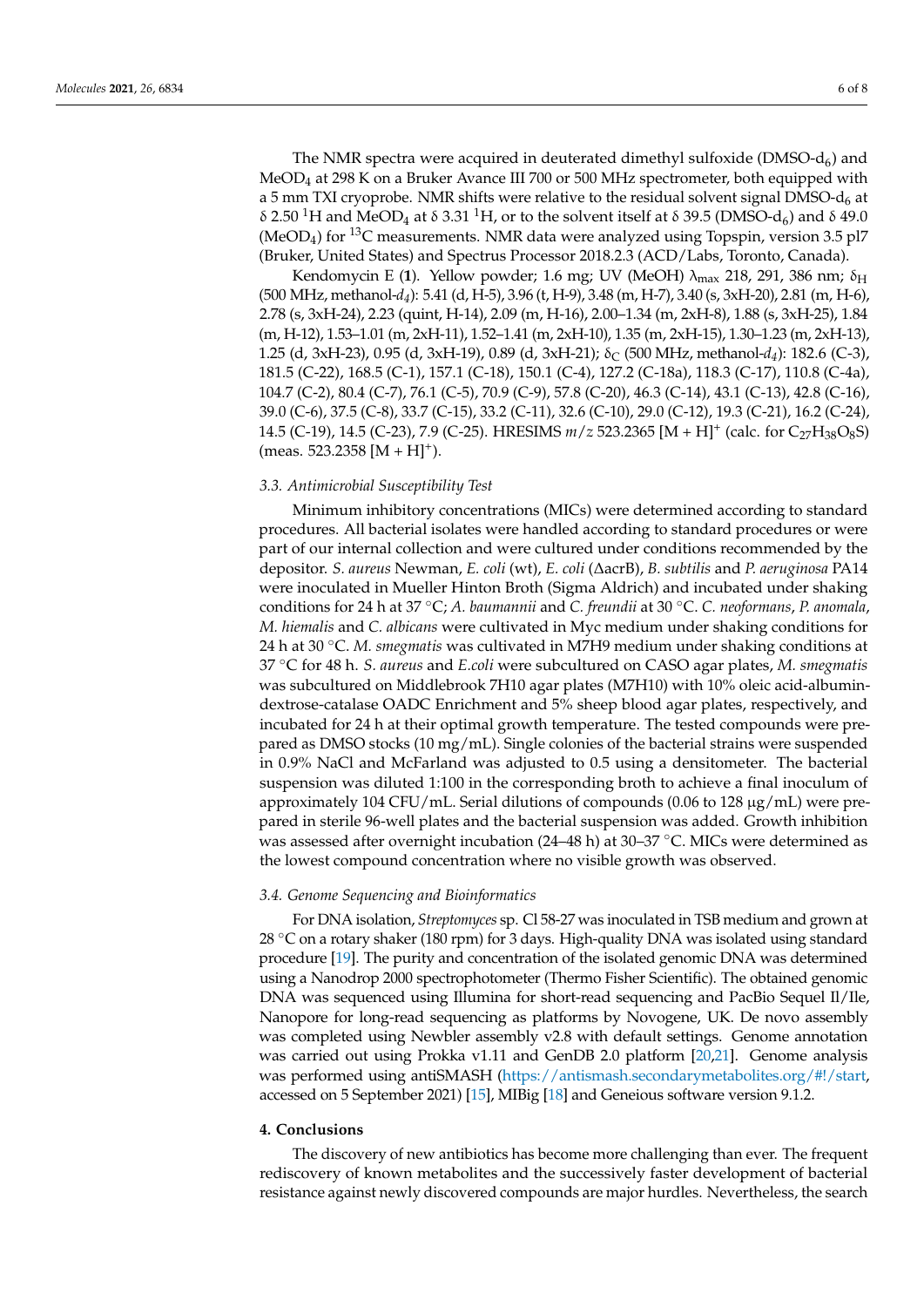The NMR spectra were acquired in deuterated dimethyl sulfoxide ($DMSO-d_6$) and $MeOD_4$ at 298 K on a Bruker Avance III 700 or 500 MHz spectrometer, both equipped with a 5 mm TXI cryoprobe. NMR shifts were relative to the residual solvent signal $DMSO-d_6$ at δ 2.50 $^1$H and $MeOD_4$ at δ 3.31 $^1$H, or to the solvent itself at δ 39.5 ($DMSO-d_6$) and δ 49.0 ($MeOD_4$) for $^{13}$C measurements. NMR data were analyzed using Topspin, version 3.5 pl7 (Bruker, United States) and Spectrus Processor 2018.2.3 (ACD/Labs, Toronto, Canada).

Kendomycin E (**1**). Yellow powder; 1.6 mg; UV (MeOH) $\lambda_{max}$ 218, 291, 386 nm; $\delta_H$ (500 MHz, methanol-$d_4$): 5.41 (d, H-5), 3.96 (t, H-9), 3.48 (m, H-7), 3.40 (s, 3xH-20), 2.81 (m, H-6), 2.78 (s, 3xH-24), 2.23 (quint, H-14), 2.09 (m, H-16), 2.00–1.34 (m, 2xH-8), 1.88 (s, 3xH-25), 1.84 (m, H-12), 1.53–1.01 (m, 2xH-11), 1.52–1.41 (m, 2xH-10), 1.35 (m, 2xH-15), 1.30–1.23 (m, 2xH-13), 1.25 (d, 3xH-23), 0.95 (d, 3xH-19), 0.89 (d, 3xH-21); $\delta_C$ (500 MHz, methanol-$d_4$): 182.6 (C-3), 181.5 (C-22), 168.5 (C-1), 157.1 (C-18), 150.1 (C-4), 127.2 (C-18a), 118.3 (C-17), 110.8 (C-4a), 104.7 (C-2), 80.4 (C-7), 76.1 (C-5), 70.9 (C-9), 57.8 (C-20), 46.3 (C-14), 43.1 (C-13), 42.8 (C-16), 39.0 (C-6), 37.5 (C-8), 33.7 (C-15), 33.2 (C-11), 32.6 (C-10), 29.0 (C-12), 19.3 (C-21), 16.2 (C-24), 14.5 (C-19), 14.5 (C-23), 7.9 (C-25). HRESIMS *m/z* 523.2365 $[M + H]^+$ (calc. for $C_{27}H_{38}O_8S$) (meas. 523.2358 $[M + H]^+$).

### 3.3. Antimicrobial Susceptibility Test

Minimum inhibitory concentrations (MICs) were determined according to standard procedures. All bacterial isolates were handled according to standard procedures or were part of our internal collection and were cultured under conditions recommended by the depositor. *S. aureus* Newman, *E. coli* (wt), *E. coli* (ΔacrB), *B. subtilis* and *P. aeruginosa* PA14 were inoculated in Mueller Hinton Broth (Sigma Aldrich) and incubated under shaking conditions for 24 h at 37 °C; *A. baumannii* and *C. freundii* at 30 °C. *C. neoformans*, *P. anomala*, *M. hiemalis* and *C. albicans* were cultivated in Myc medium under shaking conditions for 24 h at 30 °C. *M. smegmatis* was cultivated in M7H9 medium under shaking conditions at 37 °C for 48 h. *S. aureus* and *E.coli* were subcultured on CASO agar plates, *M. smegmatis* was subcultured on Middlebrook 7H10 agar plates (M7H10) with 10% oleic acid-albumin-dextrose-catalase OADC Enrichment and 5% sheep blood agar plates, respectively, and incubated for 24 h at their optimal growth temperature. The tested compounds were prepared as DMSO stocks (10 mg/mL). Single colonies of the bacterial strains were suspended in 0.9% NaCl and McFarland was adjusted to 0.5 using a densitometer. The bacterial suspension was diluted 1:100 in the corresponding broth to achieve a final inoculum of approximately 104 CFU/mL. Serial dilutions of compounds (0.06 to 128 µg/mL) were prepared in sterile 96-well plates and the bacterial suspension was added. Growth inhibition was assessed after overnight incubation (24–48 h) at 30–37 °C. MICs were determined as the lowest compound concentration where no visible growth was observed.

### 3.4. Genome Sequencing and Bioinformatics

For DNA isolation, *Streptomyces* sp. Cl 58-27 was inoculated in TSB medium and grown at 28 °C on a rotary shaker (180 rpm) for 3 days. High-quality DNA was isolated using standard procedure [19]. The purity and concentration of the isolated genomic DNA was determined using a Nanodrop 2000 spectrophotometer (Thermo Fisher Scientific). The obtained genomic DNA was sequenced using Illumina for short-read sequencing and PacBio Sequel Il/Ile, Nanopore for long-read sequencing as platforms by Novogene, UK. De novo assembly was completed using Newbler assembly v2.8 with default settings. Genome annotation was carried out using Prokka v1.11 and GenDB 2.0 platform [20,21]. Genome analysis was performed using antiSMASH (https://antismash.secondarymetabolites.org/#!/start, accessed on 5 September 2021) [15], MIBig [18] and Geneious software version 9.1.2.

## 4. Conclusions

The discovery of new antibiotics has become more challenging than ever. The frequent rediscovery of known metabolites and the successively faster development of bacterial resistance against newly discovered compounds are major hurdles. Nevertheless, the search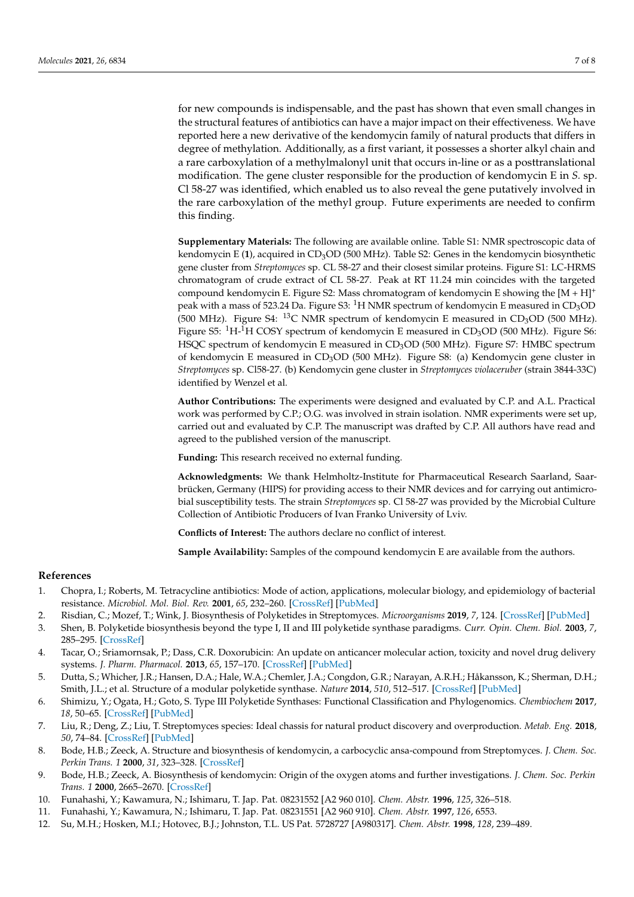for new compounds is indispensable, and the past has shown that even small changes in the structural features of antibiotics can have a major impact on their effectiveness. We have reported here a new derivative of the kendomycin family of natural products that differs in degree of methylation. Additionally, as a first variant, it possesses a shorter alkyl chain and a rare carboxylation of a methylmalonyl unit that occurs in-line or as a posttranslational modification. The gene cluster responsible for the production of kendomycin E in *S.* sp. Cl 58-27 was identified, which enabled us to also reveal the gene putatively involved in the rare carboxylation of the methyl group. Future experiments are needed to confirm this finding.

**Supplementary Materials:** The following are available online. Table S1: NMR spectroscopic data of kendomycin E (**1**), acquired in $CD_3OD$ (500 MHz). Table S2: Genes in the kendomycin biosynthetic gene cluster from *Streptomyces* sp. CL 58-27 and their closest similar proteins. Figure S1: LC-HRMS chromatogram of crude extract of CL 58-27. Peak at RT 11.24 min coincides with the targeted compound kendomycin E. Figure S2: Mass chromatogram of kendomycin E showing the $[M + H]^+$ peak with a mass of 523.24 Da. Figure S3: $^1H$ NMR spectrum of kendomycin E measured in $CD_3OD$ (500 MHz). Figure S4: $^{13}C$ NMR spectrum of kendomycin E measured in $CD_3OD$ (500 MHz). Figure S5: $^1H$-$^1H$ COSY spectrum of kendomycin E measured in $CD_3OD$ (500 MHz). Figure S6: HSQC spectrum of kendomycin E measured in $CD_3OD$ (500 MHz). Figure S7: HMBC spectrum of kendomycin E measured in $CD_3OD$ (500 MHz). Figure S8: (a) Kendomycin gene cluster in *Streptomyces* sp. Cl58-27. (b) Kendomycin gene cluster in *Streptomyces violaceruber* (strain 3844-33C) identified by Wenzel et al.

**Author Contributions:** The experiments were designed and evaluated by C.P. and A.L. Practical work was performed by C.P.; O.G. was involved in strain isolation. NMR experiments were set up, carried out and evaluated by C.P. The manuscript was drafted by C.P. All authors have read and agreed to the published version of the manuscript.

**Funding:** This research received no external funding.

**Acknowledgments:** We thank Helmholtz-Institute for Pharmaceutical Research Saarland, Saarbrücken, Germany (HIPS) for providing access to their NMR devices and for carrying out antimicrobial susceptibility tests. The strain *Streptomyces* sp. Cl 58-27 was provided by the Microbial Culture Collection of Antibiotic Producers of Ivan Franko University of Lviv.

**Conflicts of Interest:** The authors declare no conflict of interest.

**Sample Availability:** Samples of the compound kendomycin E are available from the authors.

## References

1. Chopra, I.; Roberts, M. Tetracycline antibiotics: Mode of action, applications, molecular biology, and epidemiology of bacterial resistance. *Microbiol. Mol. Biol. Rev.* **2001**, *65*, 232–260. [CrossRef] [PubMed]
2. Risdian, C.; Mozef, T.; Wink, J. Biosynthesis of Polyketides in Streptomyces. *Microorganisms* **2019**, *7*, 124. [CrossRef] [PubMed]
3. Shen, B. Polyketide biosynthesis beyond the type I, II and III polyketide synthase paradigms. *Curr. Opin. Chem. Biol.* **2003**, *7*, 285–295. [CrossRef]
4. Tacar, O.; Sriamornsak, P.; Dass, C.R. Doxorubicin: An update on anticancer molecular action, toxicity and novel drug delivery systems. *J. Pharm. Pharmacol.* **2013**, *65*, 157–170. [CrossRef] [PubMed]
5. Dutta, S.; Whicher, J.R.; Hansen, D.A.; Hale, W.A.; Chemler, J.A.; Congdon, G.R.; Narayan, A.R.H.; Håkansson, K.; Sherman, D.H.; Smith, J.L.; et al. Structure of a modular polyketide synthase. *Nature* **2014**, *510*, 512–517. [CrossRef] [PubMed]
6. Shimizu, Y.; Ogata, H.; Goto, S. Type III Polyketide Synthases: Functional Classification and Phylogenomics. *Chembiochem* **2017**, *18*, 50–65. [CrossRef] [PubMed]
7. Liu, R.; Deng, Z.; Liu, T. Streptomyces species: Ideal chassis for natural product discovery and overproduction. *Metab. Eng.* **2018**, *50*, 74–84. [CrossRef] [PubMed]
8. Bode, H.B.; Zeeck, A. Structure and biosynthesis of kendomycin, a carbocyclic ansa-compound from Streptomyces. *J. Chem. Soc. Perkin Trans. 1* **2000**, *31*, 323–328. [CrossRef]
9. Bode, H.B.; Zeeck, A. Biosynthesis of kendomycin: Origin of the oxygen atoms and further investigations. *J. Chem. Soc. Perkin Trans. 1* **2000**, 2665–2670. [CrossRef]
10. Funahashi, Y.; Kawamura, N.; Ishimaru, T. Jap. Pat. 08231552 [A2 960 010]. *Chem. Abstr.* **1996**, *125*, 326–518.
11. Funahashi, Y.; Kawamura, N.; Ishimaru, T. Jap. Pat. 08231551 [A2 960 910]. *Chem. Abstr.* **1997**, *126*, 6553.
12. Su, M.H.; Hosken, M.I.; Hotovec, B.J.; Johnston, T.L. US Pat. 5728727 [A980317]. *Chem. Abstr.* **1998**, *128*, 239–489.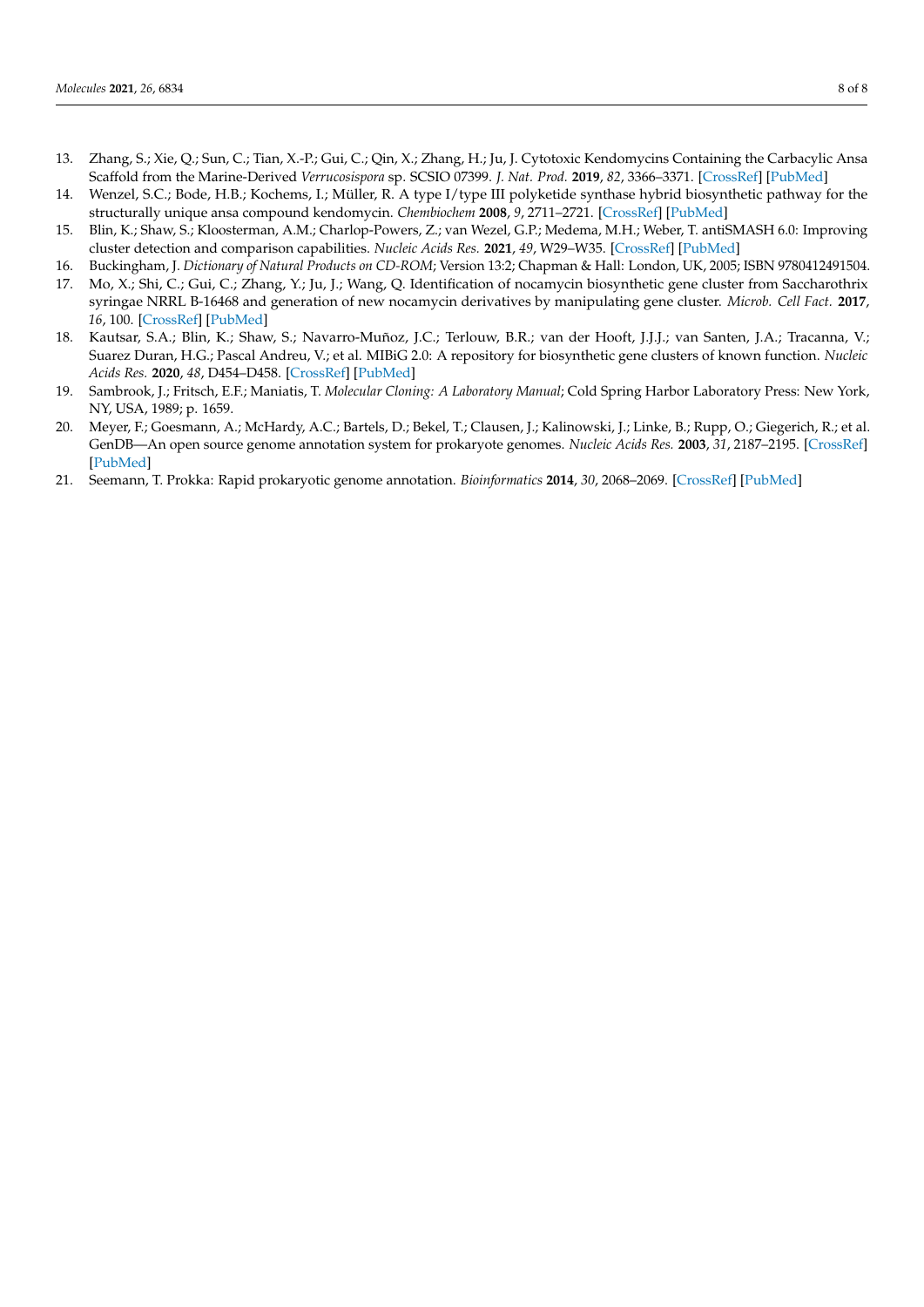13. Zhang, S.; Xie, Q.; Sun, C.; Tian, X.-P.; Gui, C.; Qin, X.; Zhang, H.; Ju, J. Cytotoxic Kendomycins Containing the Carbacylic Ansa Scaffold from the Marine-Derived *Verrucosispora* sp. SCSIO 07399. *J. Nat. Prod.* **2019**, *82*, 3366–3371. [CrossRef] [PubMed]
14. Wenzel, S.C.; Bode, H.B.; Kochems, I.; Müller, R. A type I/type III polyketide synthase hybrid biosynthetic pathway for the structurally unique ansa compound kendomycin. *Chembiochem* **2008**, *9*, 2711–2721. [CrossRef] [PubMed]
15. Blin, K.; Shaw, S.; Kloosterman, A.M.; Charlop-Powers, Z.; van Wezel, G.P.; Medema, M.H.; Weber, T. antiSMASH 6.0: Improving cluster detection and comparison capabilities. *Nucleic Acids Res.* **2021**, *49*, W29–W35. [CrossRef] [PubMed]
16. Buckingham, J. *Dictionary of Natural Products on CD-ROM*; Version 13:2; Chapman & Hall: London, UK, 2005; ISBN 9780412491504.
17. Mo, X.; Shi, C.; Gui, C.; Zhang, Y.; Ju, J.; Wang, Q. Identification of nocamycin biosynthetic gene cluster from Saccharothrix syringae NRRL B-16468 and generation of new nocamycin derivatives by manipulating gene cluster. *Microb. Cell Fact.* **2017**, *16*, 100. [CrossRef] [PubMed]
18. Kautsar, S.A.; Blin, K.; Shaw, S.; Navarro-Muñoz, J.C.; Terlouw, B.R.; van der Hooft, J.J.J.; van Santen, J.A.; Tracanna, V.; Suarez Duran, H.G.; Pascal Andreu, V.; et al. MIBiG 2.0: A repository for biosynthetic gene clusters of known function. *Nucleic Acids Res.* **2020**, *48*, D454–D458. [CrossRef] [PubMed]
19. Sambrook, J.; Fritsch, E.F.; Maniatis, T. *Molecular Cloning: A Laboratory Manual*; Cold Spring Harbor Laboratory Press: New York, NY, USA, 1989; p. 1659.
20. Meyer, F.; Goesmann, A.; McHardy, A.C.; Bartels, D.; Bekel, T.; Clausen, J.; Kalinowski, J.; Linke, B.; Rupp, O.; Giegerich, R.; et al. GenDB—An open source genome annotation system for prokaryote genomes. *Nucleic Acids Res.* **2003**, *31*, 2187–2195. [CrossRef] [PubMed]
21. Seemann, T. Prokka: Rapid prokaryotic genome annotation. *Bioinformatics* **2014**, *30*, 2068–2069. [CrossRef] [PubMed]